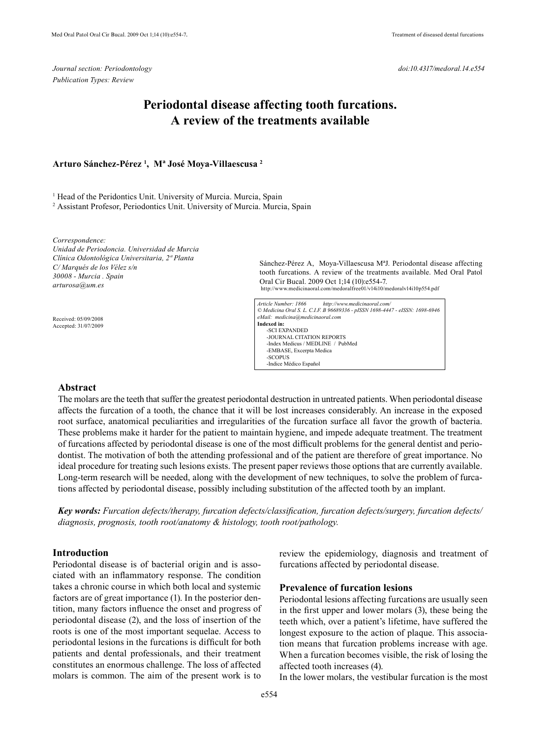*Journal section: Periodontology*
*Publication Types: Review*

*doi:10.4317/medoral.14.e554*

# Periodontal disease affecting tooth furcations. A review of the treatments available

**Arturo Sánchez-Pérez [1], Mª José Moya-Villaescusa [2]**

[1] Head of the Peridontics Unit. University of Murcia. Murcia, Spain
[2] Assistant Profesor, Periodontics Unit. University of Murcia. Murcia, Spain

*Correspondence:*
*Unidad de Periodoncia. Universidad de Murcia*
*Clínica Odontológica Universitaria, 2ª Planta*
*C/ Marqués de los Vélez s/n*
*30008 - Murcia . Spain*
*arturosa@um.es*

Received: 05/09/2008
Accepted: 31/07/2009

Sánchez-Pérez A, Moya-Villaescusa MªJ. Periodontal disease affecting tooth furcations. A review of the treatments available. Med Oral Patol Oral Cir Bucal. 2009 Oct 1;14 (10):e554-7.
http://www.medicinaoral.com/medoralfree01/v14i10/medoralv14i10p554.pdf

*Article Number: 1866 http://www.medicinaoral.com/*
*© Medicina Oral S. L. C.I.F. B 96689336 - pISSN 1698-4447 - eISSN: 1698-6946*
*eMail: medicina@medicinaoral.com*
**Indexed in:**
-SCI EXPANDED
-JOURNAL CITATION REPORTS
-Index Medicus / MEDLINE / PubMed
-EMBASE, Excerpta Medica
-SCOPUS
-Indice Médico Español

## Abstract

The molars are the teeth that suffer the greatest periodontal destruction in untreated patients. When periodontal disease affects the furcation of a tooth, the chance that it will be lost increases considerably. An increase in the exposed root surface, anatomical peculiarities and irregularities of the furcation surface all favor the growth of bacteria. These problems make it harder for the patient to maintain hygiene, and impede adequate treatment. The treatment of furcations affected by periodontal disease is one of the most difficult problems for the general dentist and periodontist. The motivation of both the attending professional and of the patient are therefore of great importance. No ideal procedure for treating such lesions exists. The present paper reviews those options that are currently available. Long-term research will be needed, along with the development of new techniques, to solve the problem of furcations affected by periodontal disease, possibly including substitution of the affected tooth by an implant.

***Key words:*** *Furcation defects/therapy, furcation defects/classification, furcation defects/surgery, furcation defects/diagnosis, prognosis, tooth root/anatomy & histology, tooth root/pathology.*

## Introduction

Periodontal disease is of bacterial origin and is associated with an inflammatory response. The condition takes a chronic course in which both local and systemic factors are of great importance (1). In the posterior dentition, many factors influence the onset and progress of periodontal disease (2), and the loss of insertion of the roots is one of the most important sequelae. Access to periodontal lesions in the furcations is difficult for both patients and dental professionals, and their treatment constitutes an enormous challenge. The loss of affected molars is common. The aim of the present work is to review the epidemiology, diagnosis and treatment of furcations affected by periodontal disease.

## Prevalence of furcation lesions

Periodontal lesions affecting furcations are usually seen in the first upper and lower molars (3), these being the teeth which, over a patient's lifetime, have suffered the longest exposure to the action of plaque. This association means that furcation problems increase with age. When a furcation becomes visible, the risk of losing the affected tooth increases (4).
In the lower molars, the vestibular furcation is the most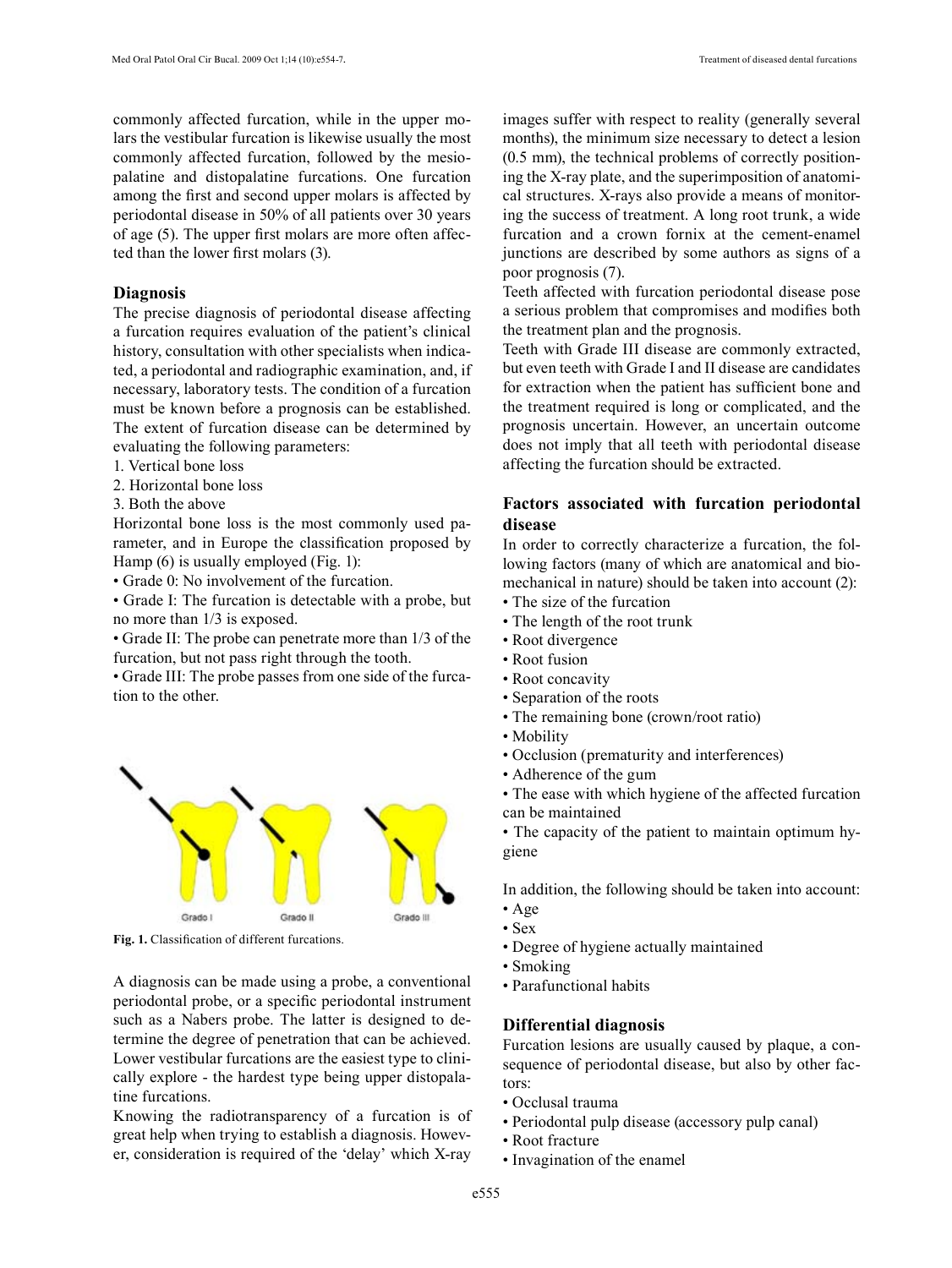commonly affected furcation, while in the upper molars the vestibular furcation is likewise usually the most commonly affected furcation, followed by the mesiopalatine and distopalatine furcations. One furcation among the first and second upper molars is affected by periodontal disease in 50% of all patients over 30 years of age (5). The upper first molars are more often affected than the lower first molars (3).

## Diagnosis

The precise diagnosis of periodontal disease affecting a furcation requires evaluation of the patient's clinical history, consultation with other specialists when indicated, a periodontal and radiographic examination, and, if necessary, laboratory tests. The condition of a furcation must be known before a prognosis can be established. The extent of furcation disease can be determined by evaluating the following parameters:

1. Vertical bone loss
2. Horizontal bone loss
3. Both the above

Horizontal bone loss is the most commonly used parameter, and in Europe the classification proposed by Hamp (6) is usually employed (Fig. 1):

- Grade 0: No involvement of the furcation.
- Grade I: The furcation is detectable with a probe, but no more than 1/3 is exposed.
- Grade II: The probe can penetrate more than 1/3 of the furcation, but not pass right through the tooth.
- Grade III: The probe passes from one side of the furcation to the other.

Grado I　　Grado II　　Grado III

**Fig. 1.** Classification of different furcations.

A diagnosis can be made using a probe, a conventional periodontal probe, or a specific periodontal instrument such as a Nabers probe. The latter is designed to determine the degree of penetration that can be achieved. Lower vestibular furcations are the easiest type to clinically explore - the hardest type being upper distopalatine furcations.

Knowing the radiotransparency of a furcation is of great help when trying to establish a diagnosis. However, consideration is required of the 'delay' which X-ray images suffer with respect to reality (generally several months), the minimum size necessary to detect a lesion (0.5 mm), the technical problems of correctly positioning the X-ray plate, and the superimposition of anatomical structures. X-rays also provide a means of monitoring the success of treatment. A long root trunk, a wide furcation and a crown fornix at the cement-enamel junctions are described by some authors as signs of a poor prognosis (7).

Teeth affected with furcation periodontal disease pose a serious problem that compromises and modifies both the treatment plan and the prognosis.

Teeth with Grade III disease are commonly extracted, but even teeth with Grade I and II disease are candidates for extraction when the patient has sufficient bone and the treatment required is long or complicated, and the prognosis uncertain. However, an uncertain outcome does not imply that all teeth with periodontal disease affecting the furcation should be extracted.

## Factors associated with furcation periodontal disease

In order to correctly characterize a furcation, the following factors (many of which are anatomical and biomechanical in nature) should be taken into account (2):

- The size of the furcation
- The length of the root trunk
- Root divergence
- Root fusion
- Root concavity
- Separation of the roots
- The remaining bone (crown/root ratio)
- Mobility
- Occlusion (prematurity and interferences)
- Adherence of the gum
- The ease with which hygiene of the affected furcation can be maintained
- The capacity of the patient to maintain optimum hygiene

In addition, the following should be taken into account:

- Age
- Sex
- Degree of hygiene actually maintained
- Smoking
- Parafunctional habits

## Differential diagnosis

Furcation lesions are usually caused by plaque, a consequence of periodontal disease, but also by other factors:

- Occlusal trauma
- Periodontal pulp disease (accessory pulp canal)
- Root fracture
- Invagination of the enamel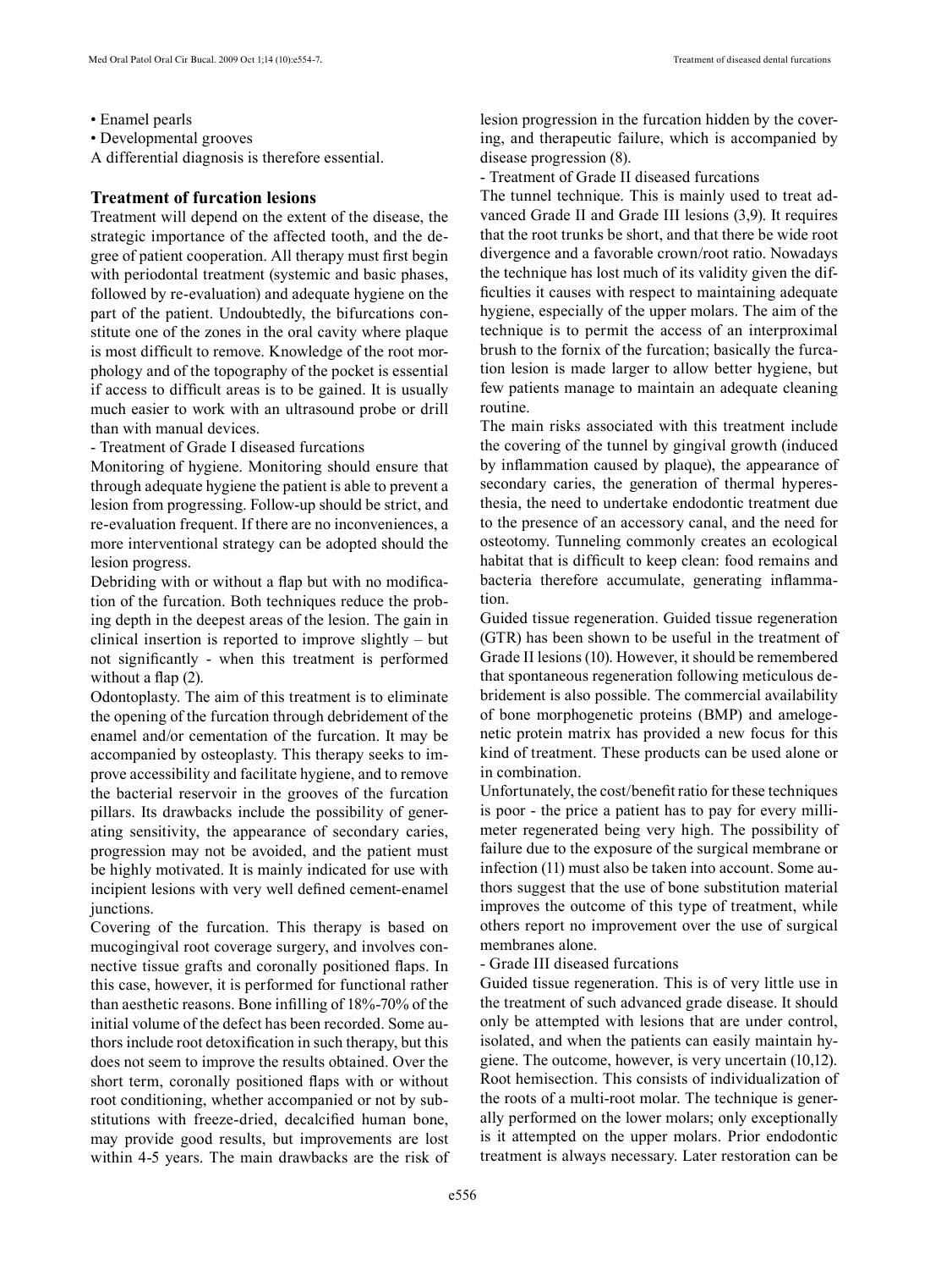- Enamel pearls
- Developmental grooves

A differential diagnosis is therefore essential.

## Treatment of furcation lesions

Treatment will depend on the extent of the disease, the strategic importance of the affected tooth, and the degree of patient cooperation. All therapy must first begin with periodontal treatment (systemic and basic phases, followed by re-evaluation) and adequate hygiene on the part of the patient. Undoubtedly, the bifurcations constitute one of the zones in the oral cavity where plaque is most difficult to remove. Knowledge of the root morphology and of the topography of the pocket is essential if access to difficult areas is to be gained. It is usually much easier to work with an ultrasound probe or drill than with manual devices.

- Treatment of Grade I diseased furcations

Monitoring of hygiene. Monitoring should ensure that through adequate hygiene the patient is able to prevent a lesion from progressing. Follow-up should be strict, and re-evaluation frequent. If there are no inconveniences, a more interventional strategy can be adopted should the lesion progress.

Debriding with or without a flap but with no modification of the furcation. Both techniques reduce the probing depth in the deepest areas of the lesion. The gain in clinical insertion is reported to improve slightly – but not significantly - when this treatment is performed without a flap (2).

Odontoplasty. The aim of this treatment is to eliminate the opening of the furcation through debridement of the enamel and/or cementation of the furcation. It may be accompanied by osteoplasty. This therapy seeks to improve accessibility and facilitate hygiene, and to remove the bacterial reservoir in the grooves of the furcation pillars. Its drawbacks include the possibility of generating sensitivity, the appearance of secondary caries, progression may not be avoided, and the patient must be highly motivated. It is mainly indicated for use with incipient lesions with very well defined cement-enamel junctions.

Covering of the furcation. This therapy is based on mucogingival root coverage surgery, and involves connective tissue grafts and coronally positioned flaps. In this case, however, it is performed for functional rather than aesthetic reasons. Bone infilling of 18%-70% of the initial volume of the defect has been recorded. Some authors include root detoxification in such therapy, but this does not seem to improve the results obtained. Over the short term, coronally positioned flaps with or without root conditioning, whether accompanied or not by substitutions with freeze-dried, decalcified human bone, may provide good results, but improvements are lost within 4-5 years. The main drawbacks are the risk of lesion progression in the furcation hidden by the covering, and therapeutic failure, which is accompanied by disease progression (8).

- Treatment of Grade II diseased furcations

The tunnel technique. This is mainly used to treat advanced Grade II and Grade III lesions (3,9). It requires that the root trunks be short, and that there be wide root divergence and a favorable crown/root ratio. Nowadays the technique has lost much of its validity given the difficulties it causes with respect to maintaining adequate hygiene, especially of the upper molars. The aim of the technique is to permit the access of an interproximal brush to the fornix of the furcation; basically the furcation lesion is made larger to allow better hygiene, but few patients manage to maintain an adequate cleaning routine.

The main risks associated with this treatment include the covering of the tunnel by gingival growth (induced by inflammation caused by plaque), the appearance of secondary caries, the generation of thermal hyperesthesia, the need to undertake endodontic treatment due to the presence of an accessory canal, and the need for osteotomy. Tunneling commonly creates an ecological habitat that is difficult to keep clean: food remains and bacteria therefore accumulate, generating inflammation.

Guided tissue regeneration. Guided tissue regeneration (GTR) has been shown to be useful in the treatment of Grade II lesions (10). However, it should be remembered that spontaneous regeneration following meticulous debridement is also possible. The commercial availability of bone morphogenetic proteins (BMP) and amelogenetic protein matrix has provided a new focus for this kind of treatment. These products can be used alone or in combination.

Unfortunately, the cost/benefit ratio for these techniques is poor - the price a patient has to pay for every millimeter regenerated being very high. The possibility of failure due to the exposure of the surgical membrane or infection (11) must also be taken into account. Some authors suggest that the use of bone substitution material improves the outcome of this type of treatment, while others report no improvement over the use of surgical membranes alone.

- Grade III diseased furcations

Guided tissue regeneration. This is of very little use in the treatment of such advanced grade disease. It should only be attempted with lesions that are under control, isolated, and when the patients can easily maintain hygiene. The outcome, however, is very uncertain (10,12).

Root hemisection. This consists of individualization of the roots of a multi-root molar. The technique is generally performed on the lower molars; only exceptionally is it attempted on the upper molars. Prior endodontic treatment is always necessary. Later restoration can be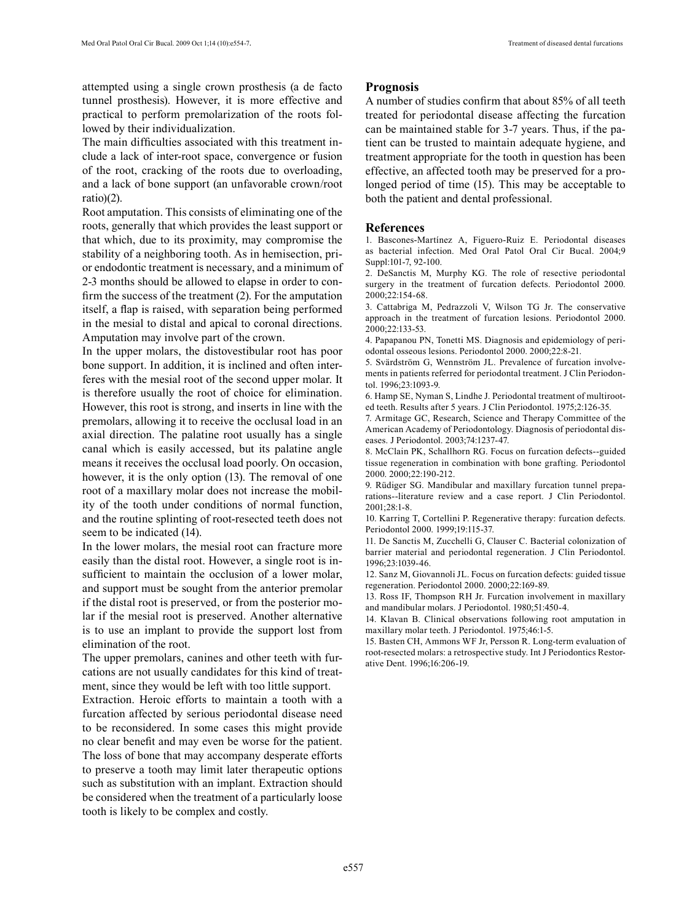attempted using a single crown prosthesis (a de facto tunnel prosthesis). However, it is more effective and practical to perform premolarization of the roots followed by their individualization.

The main difficulties associated with this treatment include a lack of inter-root space, convergence or fusion of the root, cracking of the roots due to overloading, and a lack of bone support (an unfavorable crown/root ratio)(2).

Root amputation. This consists of eliminating one of the roots, generally that which provides the least support or that which, due to its proximity, may compromise the stability of a neighboring tooth. As in hemisection, prior endodontic treatment is necessary, and a minimum of 2-3 months should be allowed to elapse in order to confirm the success of the treatment (2). For the amputation itself, a flap is raised, with separation being performed in the mesial to distal and apical to coronal directions. Amputation may involve part of the crown.

In the upper molars, the distovestibular root has poor bone support. In addition, it is inclined and often interferes with the mesial root of the second upper molar. It is therefore usually the root of choice for elimination. However, this root is strong, and inserts in line with the premolars, allowing it to receive the occlusal load in an axial direction. The palatine root usually has a single canal which is easily accessed, but its palatine angle means it receives the occlusal load poorly. On occasion, however, it is the only option (13). The removal of one root of a maxillary molar does not increase the mobility of the tooth under conditions of normal function, and the routine splinting of root-resected teeth does not seem to be indicated (14).

In the lower molars, the mesial root can fracture more easily than the distal root. However, a single root is insufficient to maintain the occlusion of a lower molar, and support must be sought from the anterior premolar if the distal root is preserved, or from the posterior molar if the mesial root is preserved. Another alternative is to use an implant to provide the support lost from elimination of the root.

The upper premolars, canines and other teeth with furcations are not usually candidates for this kind of treatment, since they would be left with too little support.

Extraction. Heroic efforts to maintain a tooth with a furcation affected by serious periodontal disease need to be reconsidered. In some cases this might provide no clear benefit and may even be worse for the patient. The loss of bone that may accompany desperate efforts to preserve a tooth may limit later therapeutic options such as substitution with an implant. Extraction should be considered when the treatment of a particularly loose tooth is likely to be complex and costly.

## Prognosis

A number of studies confirm that about 85% of all teeth treated for periodontal disease affecting the furcation can be maintained stable for 3-7 years. Thus, if the patient can be trusted to maintain adequate hygiene, and treatment appropriate for the tooth in question has been effective, an affected tooth may be preserved for a prolonged period of time (15). This may be acceptable to both the patient and dental professional.

## References

1. Bascones-Martínez A, Figuero-Ruiz E. Periodontal diseases as bacterial infection. Med Oral Patol Oral Cir Bucal. 2004;9 Suppl:101-7, 92-100.
2. DeSanctis M, Murphy KG. The role of resective periodontal surgery in the treatment of furcation defects. Periodontol 2000. 2000;22:154-68.
3. Cattabriga M, Pedrazzoli V, Wilson TG Jr. The conservative approach in the treatment of furcation lesions. Periodontol 2000. 2000;22:133-53.
4. Papapanou PN, Tonetti MS. Diagnosis and epidemiology of periodontal osseous lesions. Periodontol 2000. 2000;22:8-21.
5. Svärdström G, Wennström JL. Prevalence of furcation involvements in patients referred for periodontal treatment. J Clin Periodontol. 1996;23:1093-9.
6. Hamp SE, Nyman S, Lindhe J. Periodontal treatment of multirooted teeth. Results after 5 years. J Clin Periodontol. 1975;2:126-35.
7. Armitage GC, Research, Science and Therapy Committee of the American Academy of Periodontology. Diagnosis of periodontal diseases. J Periodontol. 2003;74:1237-47.
8. McClain PK, Schallhorn RG. Focus on furcation defects--guided tissue regeneration in combination with bone grafting. Periodontol 2000. 2000;22:190-212.
9. Rüdiger SG. Mandibular and maxillary furcation tunnel preparations--literature review and a case report. J Clin Periodontol. 2001;28:1-8.
10. Karring T, Cortellini P. Regenerative therapy: furcation defects. Periodontol 2000. 1999;19:115-37.
11. De Sanctis M, Zucchelli G, Clauser C. Bacterial colonization of barrier material and periodontal regeneration. J Clin Periodontol. 1996;23:1039-46.
12. Sanz M, Giovannoli JL. Focus on furcation defects: guided tissue regeneration. Periodontol 2000. 2000;22:169-89.
13. Ross IF, Thompson RH Jr. Furcation involvement in maxillary and mandibular molars. J Periodontol. 1980;51:450-4.
14. Klavan B. Clinical observations following root amputation in maxillary molar teeth. J Periodontol. 1975;46:1-5.
15. Basten CH, Ammons WF Jr, Persson R. Long-term evaluation of root-resected molars: a retrospective study. Int J Periodontics Restorative Dent. 1996;16:206-19.